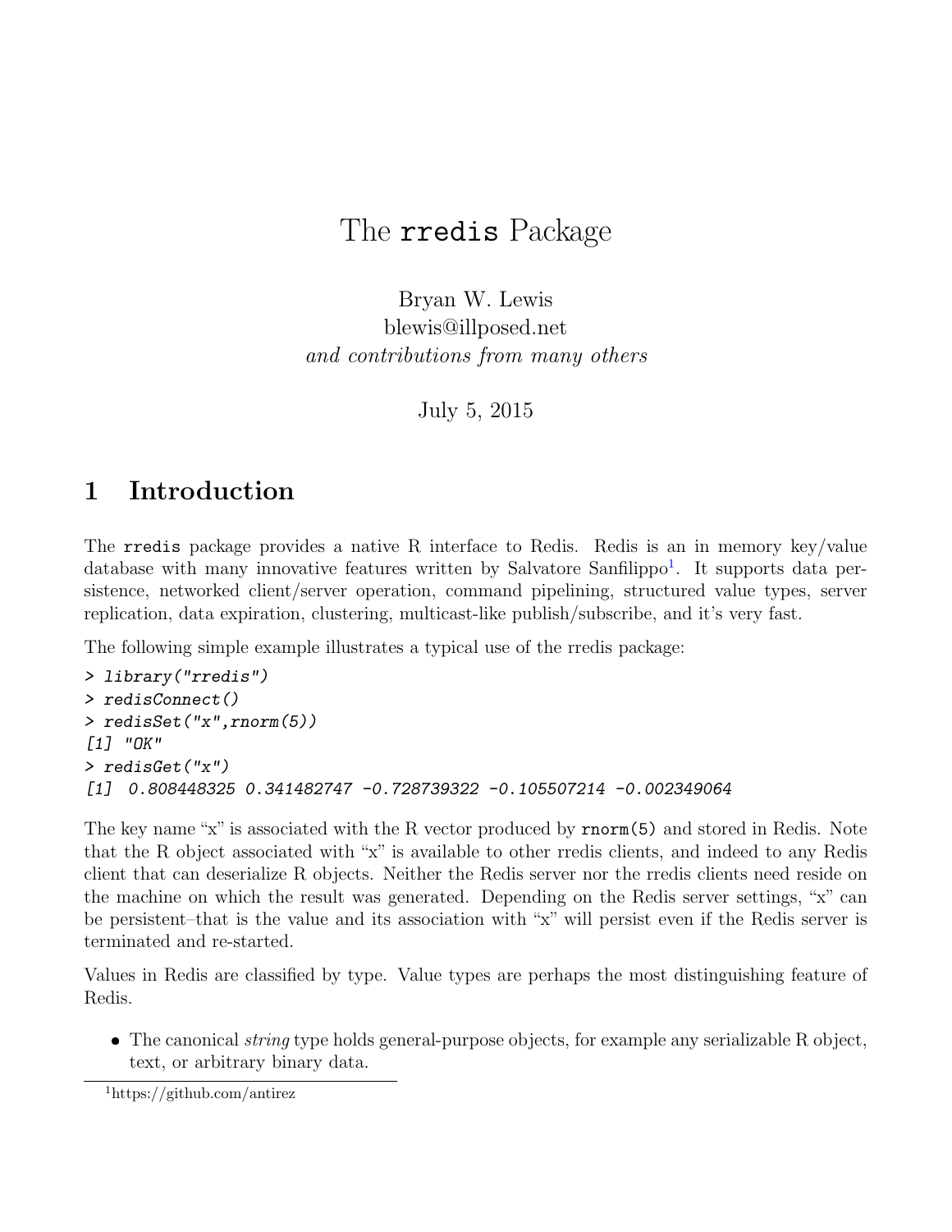# The rredis Package

Bryan W. Lewis
blewis@illposed.net
*and contributions from many others*

July 5, 2015

## 1 Introduction

The rredis package provides a native R interface to Redis. Redis is an in memory key/value database with many innovative features written by Salvatore Sanfilippo[1]. It supports data persistence, networked client/server operation, command pipelining, structured value types, server replication, data expiration, clustering, multicast-like publish/subscribe, and it's very fast.

The following simple example illustrates a typical use of the rredis package:

```
> library("rredis")
> redisConnect()
> redisSet("x",rnorm(5))
[1] "OK"
> redisGet("x")
[1]  0.808448325 0.341482747 -0.728739322 -0.105507214 -0.002349064
```

The key name "x" is associated with the R vector produced by `rnorm(5)` and stored in Redis. Note that the R object associated with "x" is available to other rredis clients, and indeed to any Redis client that can deserialize R objects. Neither the Redis server nor the rredis clients need reside on the machine on which the result was generated. Depending on the Redis server settings, "x" can be persistent–that is the value and its association with "x" will persist even if the Redis server is terminated and re-started.

Values in Redis are classified by type. Value types are perhaps the most distinguishing feature of Redis.

- The canonical *string* type holds general-purpose objects, for example any serializable R object, text, or arbitrary binary data.

[1] https://github.com/antirez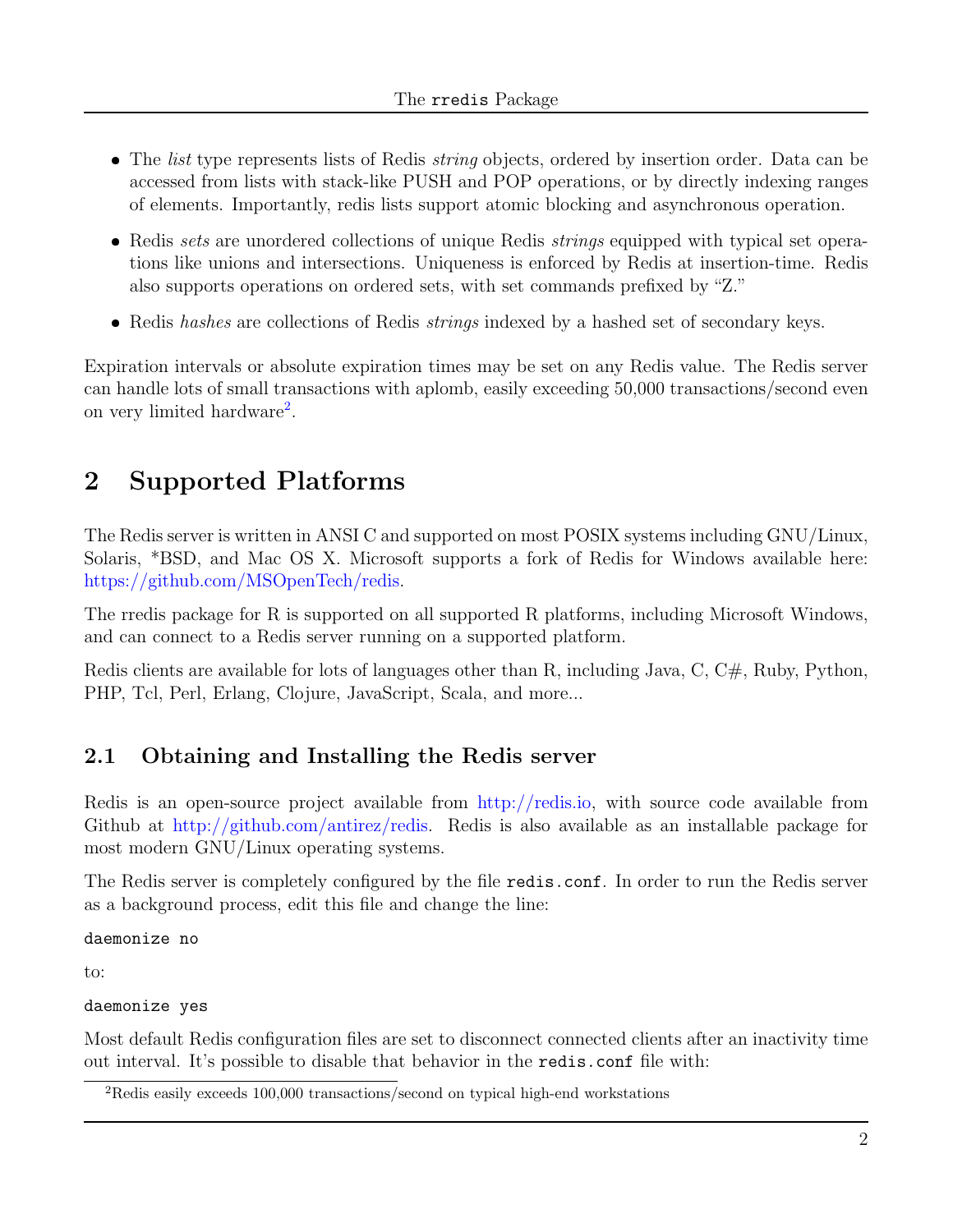- The *list* type represents lists of Redis *string* objects, ordered by insertion order. Data can be accessed from lists with stack-like PUSH and POP operations, or by directly indexing ranges of elements. Importantly, redis lists support atomic blocking and asynchronous operation.
- Redis *sets* are unordered collections of unique Redis *strings* equipped with typical set operations like unions and intersections. Uniqueness is enforced by Redis at insertion-time. Redis also supports operations on ordered sets, with set commands prefixed by "Z."
- Redis *hashes* are collections of Redis *strings* indexed by a hashed set of secondary keys.

Expiration intervals or absolute expiration times may be set on any Redis value. The Redis server can handle lots of small transactions with aplomb, easily exceeding 50,000 transactions/second even on very limited hardware[2].

# 2 Supported Platforms

The Redis server is written in ANSI C and supported on most POSIX systems including GNU/Linux, Solaris, *BSD, and Mac OS X. Microsoft supports a fork of Redis for Windows available here: https://github.com/MSOpenTech/redis.

The rredis package for R is supported on all supported R platforms, including Microsoft Windows, and can connect to a Redis server running on a supported platform.

Redis clients are available for lots of languages other than R, including Java, C, C#, Ruby, Python, PHP, Tcl, Perl, Erlang, Clojure, JavaScript, Scala, and more...

## 2.1 Obtaining and Installing the Redis server

Redis is an open-source project available from http://redis.io, with source code available from Github at http://github.com/antirez/redis. Redis is also available as an installable package for most modern GNU/Linux operating systems.

The Redis server is completely configured by the file `redis.conf`. In order to run the Redis server as a background process, edit this file and change the line:

```
daemonize no
```

to:

```
daemonize yes
```

Most default Redis configuration files are set to disconnect connected clients after an inactivity time out interval. It's possible to disable that behavior in the `redis.conf` file with:

[2] Redis easily exceeds 100,000 transactions/second on typical high-end workstations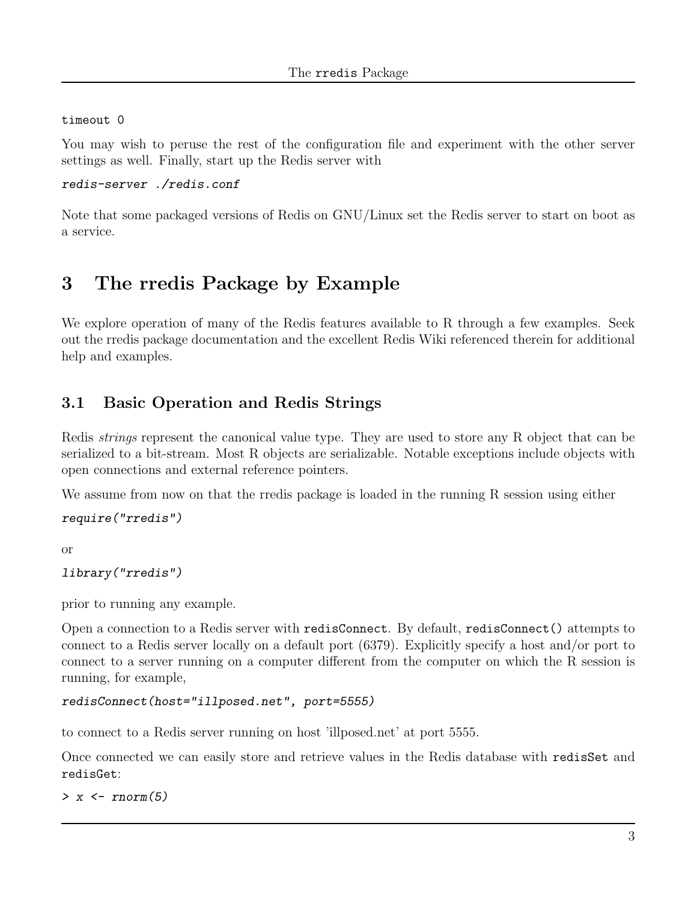```
timeout 0
```

You may wish to peruse the rest of the configuration file and experiment with the other server settings as well. Finally, start up the Redis server with

```
redis-server ./redis.conf
```

Note that some packaged versions of Redis on GNU/Linux set the Redis server to start on boot as a service.

# 3 The rredis Package by Example

We explore operation of many of the Redis features available to R through a few examples. Seek out the rredis package documentation and the excellent Redis Wiki referenced therein for additional help and examples.

## 3.1 Basic Operation and Redis Strings

Redis *strings* represent the canonical value type. They are used to store any R object that can be serialized to a bit-stream. Most R objects are serializable. Notable exceptions include objects with open connections and external reference pointers.

We assume from now on that the rredis package is loaded in the running R session using either

```
require("rredis")
```

or

```
library("rredis")
```

prior to running any example.

Open a connection to a Redis server with `redisConnect`. By default, `redisConnect()` attempts to connect to a Redis server locally on a default port (6379). Explicitly specify a host and/or port to connect to a server running on a computer different from the computer on which the R session is running, for example,

```
redisConnect(host="illposed.net", port=5555)
```

to connect to a Redis server running on host 'illposed.net' at port 5555.

Once connected we can easily store and retrieve values in the Redis database with `redisSet` and `redisGet`:

```
> x <- rnorm(5)
```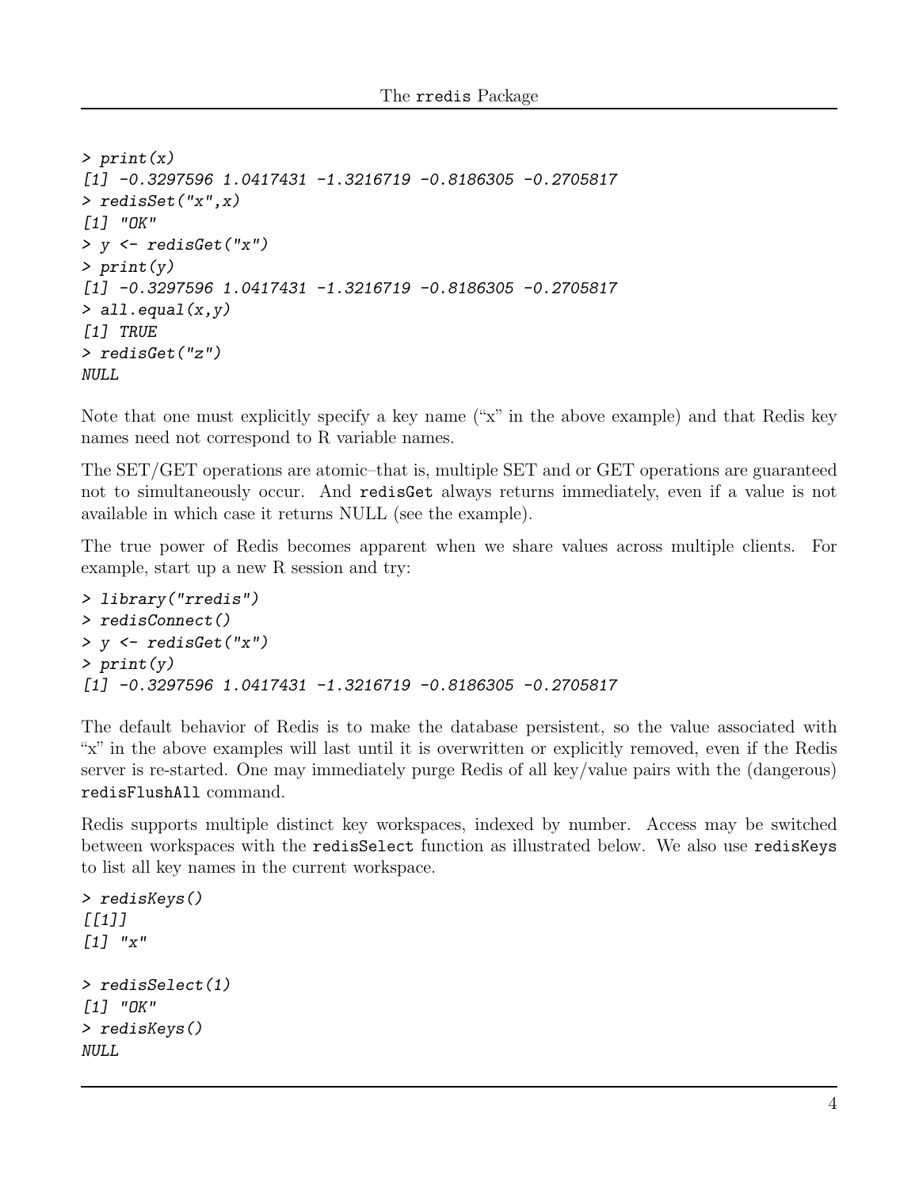```
> print(x)
[1] -0.3297596 1.0417431 -1.3216719 -0.8186305 -0.2705817
> redisSet("x",x)
[1] "OK"
> y <- redisGet("x")
> print(y)
[1] -0.3297596 1.0417431 -1.3216719 -0.8186305 -0.2705817
> all.equal(x,y)
[1] TRUE
> redisGet("z")
NULL
```

Note that one must explicitly specify a key name ("x" in the above example) and that Redis key names need not correspond to R variable names.

The SET/GET operations are atomic–that is, multiple SET and or GET operations are guaranteed not to simultaneously occur. And `redisGet` always returns immediately, even if a value is not available in which case it returns NULL (see the example).

The true power of Redis becomes apparent when we share values across multiple clients. For example, start up a new R session and try:

```
> library("rredis")
> redisConnect()
> y <- redisGet("x")
> print(y)
[1] -0.3297596 1.0417431 -1.3216719 -0.8186305 -0.2705817
```

The default behavior of Redis is to make the database persistent, so the value associated with "x" in the above examples will last until it is overwritten or explicitly removed, even if the Redis server is re-started. One may immediately purge Redis of all key/value pairs with the (dangerous) `redisFlushAll` command.

Redis supports multiple distinct key workspaces, indexed by number. Access may be switched between workspaces with the `redisSelect` function as illustrated below. We also use `redisKeys` to list all key names in the current workspace.

```
> redisKeys()
[[1]]
[1] "x"

> redisSelect(1)
[1] "OK"
> redisKeys()
NULL
```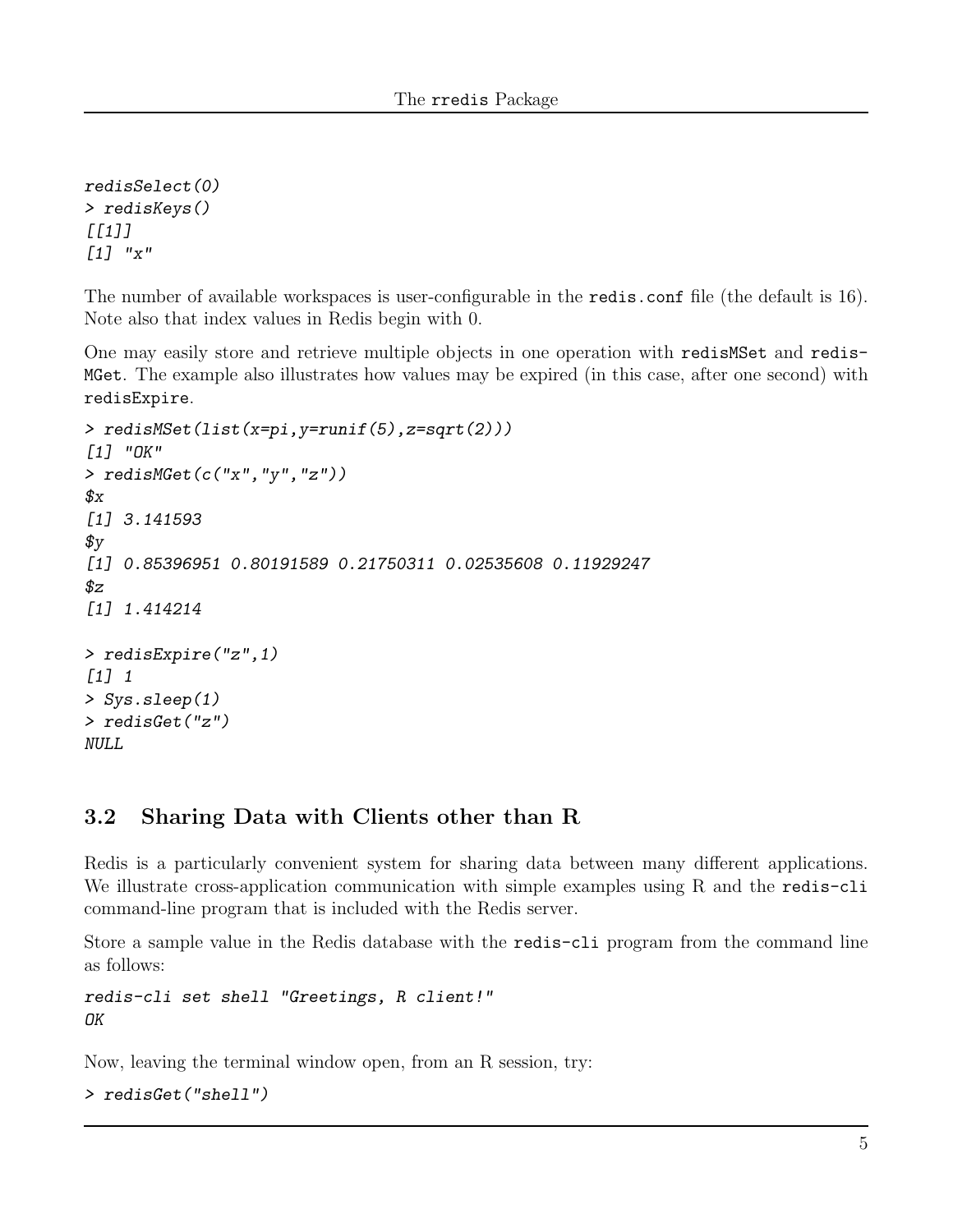```
redisSelect(0)
> redisKeys()
[[1]]
[1] "x"
```

The number of available workspaces is user-configurable in the `redis.conf` file (the default is 16). Note also that index values in Redis begin with 0.

One may easily store and retrieve multiple objects in one operation with `redisMSet` and `redisMGet`. The example also illustrates how values may be expired (in this case, after one second) with `redisExpire`.

```
> redisMSet(list(x=pi,y=runif(5),z=sqrt(2)))
[1] "OK"
> redisMGet(c("x","y","z"))
$x
[1] 3.141593
$y
[1] 0.85396951 0.80191589 0.21750311 0.02535608 0.11929247
$z
[1] 1.414214

> redisExpire("z",1)
[1] 1
> Sys.sleep(1)
> redisGet("z")
NULL
```

## 3.2 Sharing Data with Clients other than R

Redis is a particularly convenient system for sharing data between many different applications. We illustrate cross-application communication with simple examples using R and the `redis-cli` command-line program that is included with the Redis server.

Store a sample value in the Redis database with the `redis-cli` program from the command line as follows:

```
redis-cli set shell "Greetings, R client!"
OK
```

Now, leaving the terminal window open, from an R session, try:

```
> redisGet("shell")
```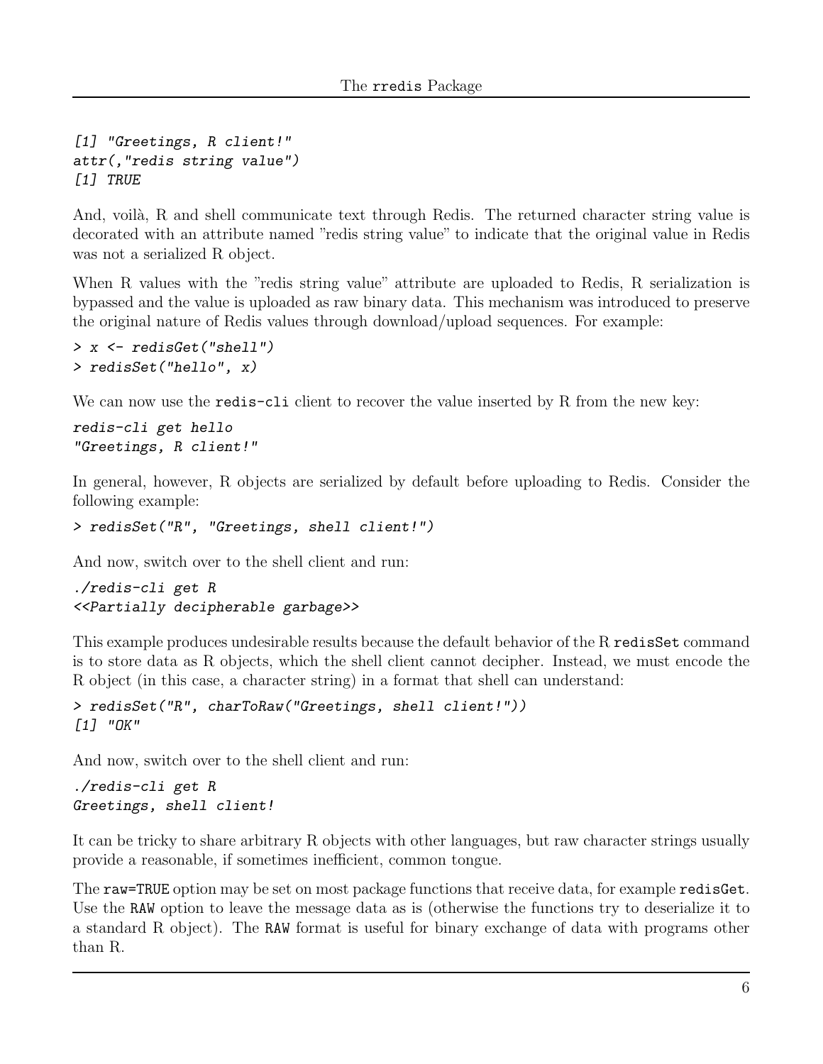```
[1] "Greetings, R client!"
attr(,"redis string value")
[1] TRUE
```

And, voilà, R and shell communicate text through Redis. The returned character string value is decorated with an attribute named "redis string value" to indicate that the original value in Redis was not a serialized R object.

When R values with the "redis string value" attribute are uploaded to Redis, R serialization is bypassed and the value is uploaded as raw binary data. This mechanism was introduced to preserve the original nature of Redis values through download/upload sequences. For example:

```
> x <- redisGet("shell")
> redisSet("hello", x)
```

We can now use the `redis-cli` client to recover the value inserted by R from the new key:

```
redis-cli get hello
"Greetings, R client!"
```

In general, however, R objects are serialized by default before uploading to Redis. Consider the following example:

```
> redisSet("R", "Greetings, shell client!")
```

And now, switch over to the shell client and run:

```
./redis-cli get R
<<Partially decipherable garbage>>
```

This example produces undesirable results because the default behavior of the R `redisSet` command is to store data as R objects, which the shell client cannot decipher. Instead, we must encode the R object (in this case, a character string) in a format that shell can understand:

```
> redisSet("R", charToRaw("Greetings, shell client!"))
[1] "OK"
```

And now, switch over to the shell client and run:

```
./redis-cli get R
Greetings, shell client!
```

It can be tricky to share arbitrary R objects with other languages, but raw character strings usually provide a reasonable, if sometimes inefficient, common tongue.

The `raw=TRUE` option may be set on most package functions that receive data, for example `redisGet`. Use the `RAW` option to leave the message data as is (otherwise the functions try to deserialize it to a standard R object). The `RAW` format is useful for binary exchange of data with programs other than R.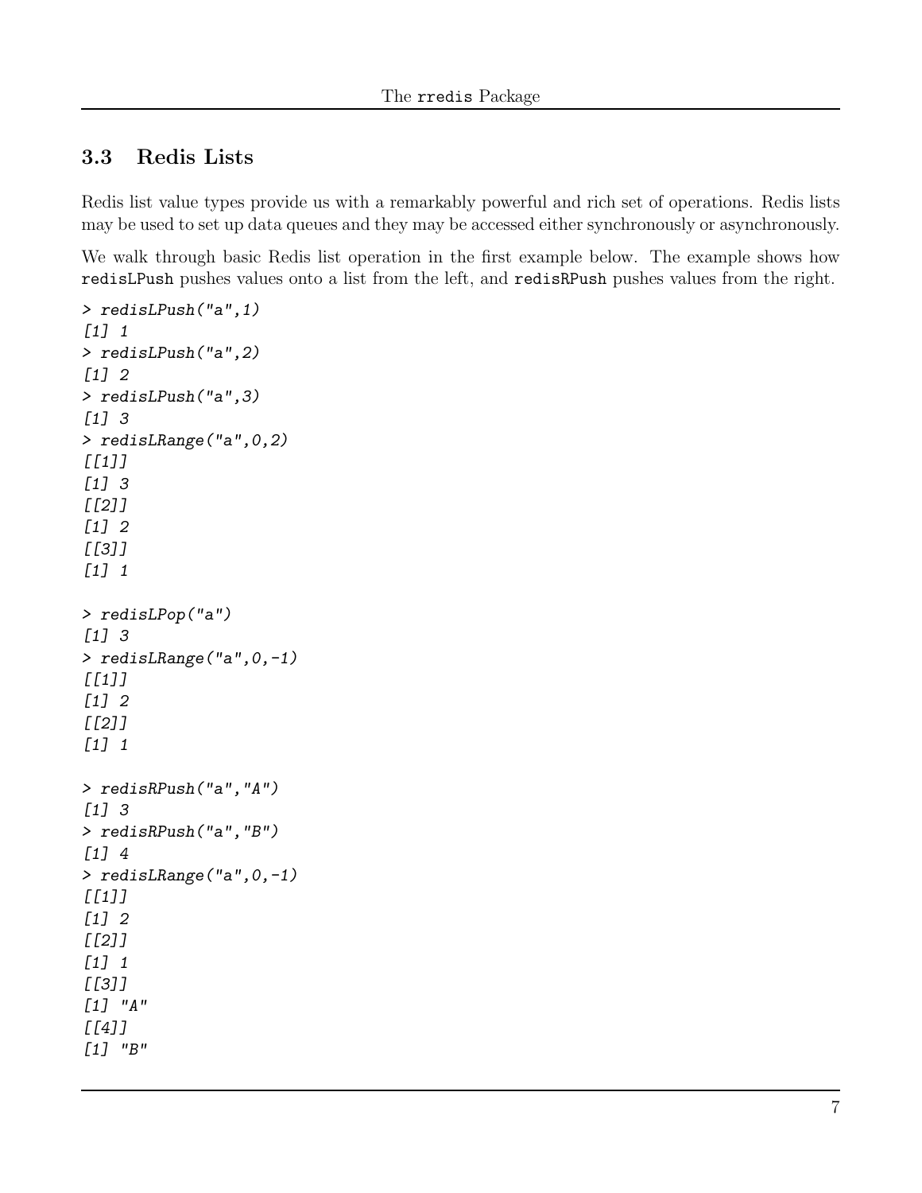### 3.3 Redis Lists

Redis list value types provide us with a remarkably powerful and rich set of operations. Redis lists may be used to set up data queues and they may be accessed either synchronously or asynchronously.

We walk through basic Redis list operation in the first example below. The example shows how `redisLPush` pushes values onto a list from the left, and `redisRPush` pushes values from the right.

```
> redisLPush("a",1)
[1] 1
> redisLPush("a",2)
[1] 2
> redisLPush("a",3)
[1] 3
> redisLRange("a",0,2)
[[1]]
[1] 3
[[2]]
[1] 2
[[3]]
[1] 1

> redisLPop("a")
[1] 3
> redisLRange("a",0,-1)
[[1]]
[1] 2
[[2]]
[1] 1

> redisRPush("a","A")
[1] 3
> redisRPush("a","B")
[1] 4
> redisLRange("a",0,-1)
[[1]]
[1] 2
[[2]]
[1] 1
[[3]]
[1] "A"
[[4]]
[1] "B"
```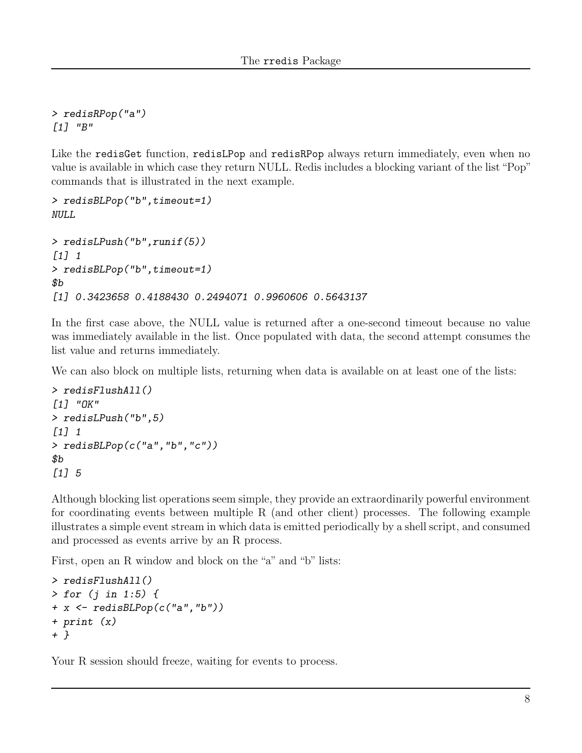```
> redisRPop("a")
[1] "B"
```

Like the redisGet function, redisLPop and redisRPop always return immediately, even when no value is available in which case they return NULL. Redis includes a blocking variant of the list "Pop" commands that is illustrated in the next example.

```
> redisBLPop("b",timeout=1)
NULL

> redisLPush("b",runif(5))
[1] 1
> redisBLPop("b",timeout=1)
$b
[1] 0.3423658 0.4188430 0.2494071 0.9960606 0.5643137
```

In the first case above, the NULL value is returned after a one-second timeout because no value was immediately available in the list. Once populated with data, the second attempt consumes the list value and returns immediately.

We can also block on multiple lists, returning when data is available on at least one of the lists:

```
> redisFlushAll()
[1] "OK"
> redisLPush("b",5)
[1] 1
> redisBLPop(c("a","b","c"))
$b
[1] 5
```

Although blocking list operations seem simple, they provide an extraordinarily powerful environment for coordinating events between multiple R (and other client) processes. The following example illustrates a simple event stream in which data is emitted periodically by a shell script, and consumed and processed as events arrive by an R process.

First, open an R window and block on the "a" and "b" lists:

```
> redisFlushAll()
> for (j in 1:5) {
+ x <- redisBLPop(c("a","b"))
+ print (x)
+ }
```

Your R session should freeze, waiting for events to process.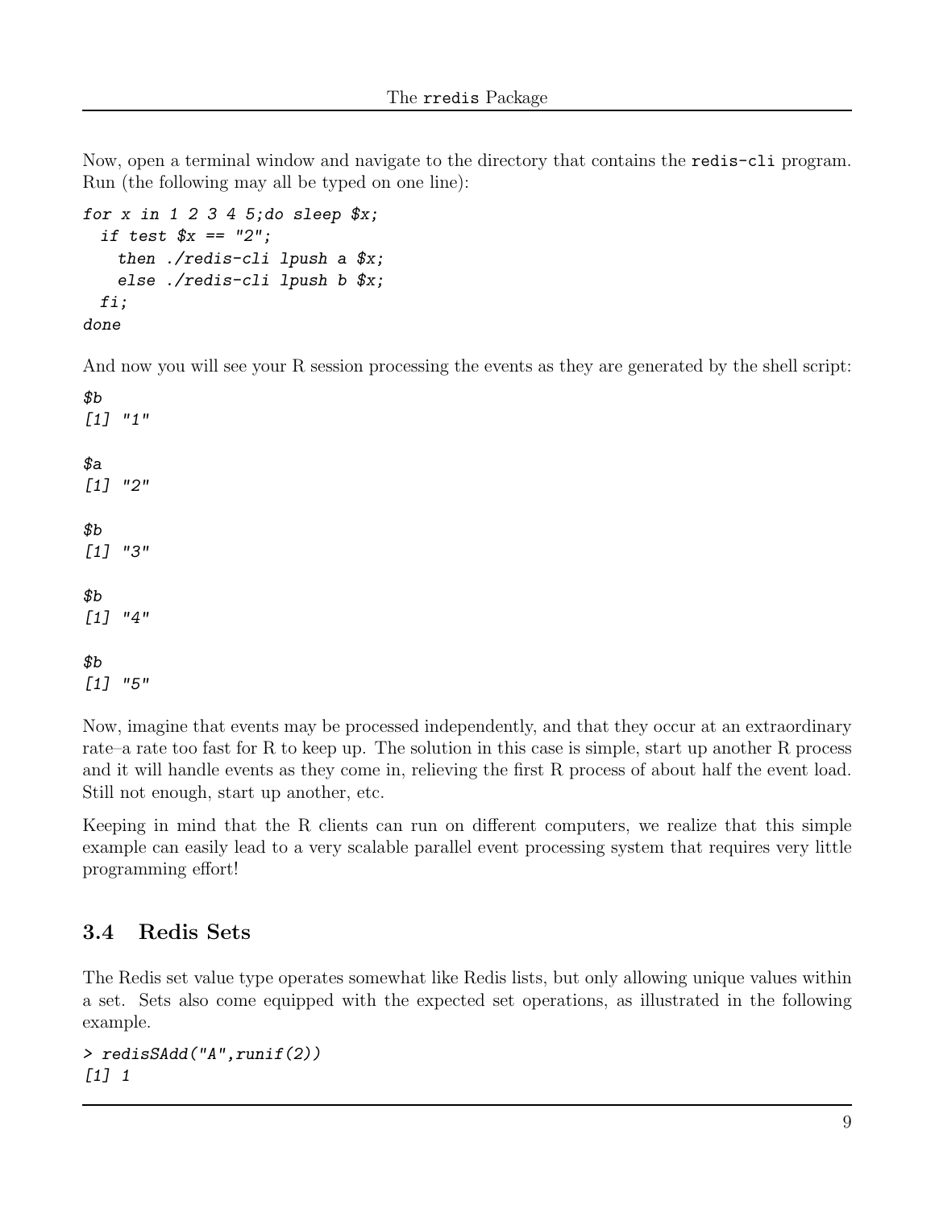Now, open a terminal window and navigate to the directory that contains the `redis-cli` program. Run (the following may all be typed on one line):

```
for x in 1 2 3 4 5;do sleep $x;
  if test $x == "2";
    then ./redis-cli lpush a $x;
    else ./redis-cli lpush b $x;
  fi;
done
```

And now you will see your R session processing the events as they are generated by the shell script:

```
$b
[1] "1"

$a
[1] "2"

$b
[1] "3"

$b
[1] "4"

$b
[1] "5"
```

Now, imagine that events may be processed independently, and that they occur at an extraordinary rate–a rate too fast for R to keep up. The solution in this case is simple, start up another R process and it will handle events as they come in, relieving the first R process of about half the event load. Still not enough, start up another, etc.

Keeping in mind that the R clients can run on different computers, we realize that this simple example can easily lead to a very scalable parallel event processing system that requires very little programming effort!

## 3.4 Redis Sets

The Redis set value type operates somewhat like Redis lists, but only allowing unique values within a set. Sets also come equipped with the expected set operations, as illustrated in the following example.

```
> redisSAdd("A",runif(2))
[1] 1
```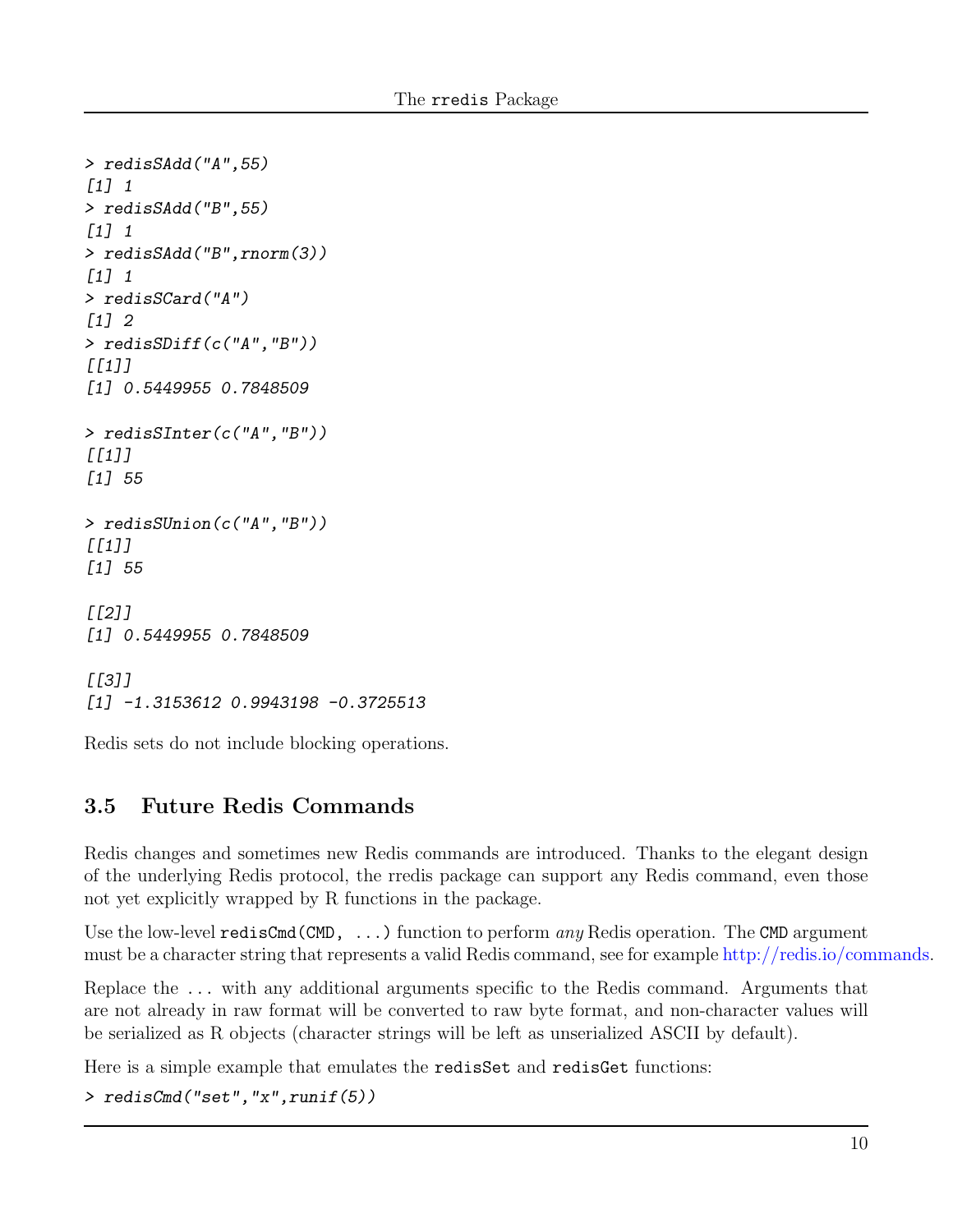```
> redisSAdd("A",55)
[1] 1
> redisSAdd("B",55)
[1] 1
> redisSAdd("B",rnorm(3))
[1] 1
> redisSCard("A")
[1] 2
> redisSDiff(c("A","B"))
[[1]]
[1] 0.5449955 0.7848509

> redisSInter(c("A","B"))
[[1]]
[1] 55

> redisSUnion(c("A","B"))
[[1]]
[1] 55

[[2]]
[1] 0.5449955 0.7848509

[[3]]
[1] -1.3153612 0.9943198 -0.3725513
```

Redis sets do not include blocking operations.

### 3.5 Future Redis Commands

Redis changes and sometimes new Redis commands are introduced. Thanks to the elegant design of the underlying Redis protocol, the rredis package can support any Redis command, even those not yet explicitly wrapped by R functions in the package.

Use the low-level `redisCmd(CMD, ...)` function to perform *any* Redis operation. The `CMD` argument must be a character string that represents a valid Redis command, see for example http://redis.io/commands.

Replace the `...` with any additional arguments specific to the Redis command. Arguments that are not already in raw format will be converted to raw byte format, and non-character values will be serialized as R objects (character strings will be left as unserialized ASCII by default).

Here is a simple example that emulates the `redisSet` and `redisGet` functions:

```
> redisCmd("set","x",runif(5))
```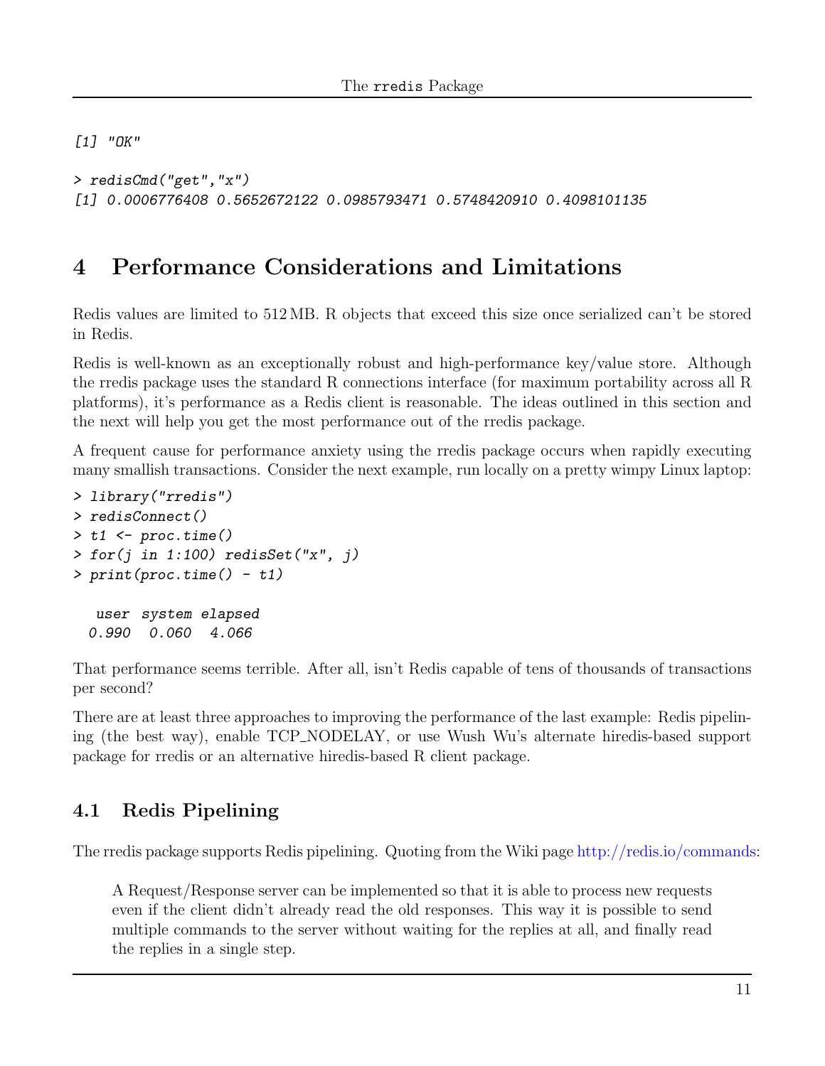```
[1] "OK"

> redisCmd("get","x")
[1] 0.0006776408 0.5652672122 0.0985793471 0.5748420910 0.4098101135
```

# 4 Performance Considerations and Limitations

Redis values are limited to 512 MB. R objects that exceed this size once serialized can't be stored in Redis.

Redis is well-known as an exceptionally robust and high-performance key/value store. Although the rredis package uses the standard R connections interface (for maximum portability across all R platforms), it's performance as a Redis client is reasonable. The ideas outlined in this section and the next will help you get the most performance out of the rredis package.

A frequent cause for performance anxiety using the rredis package occurs when rapidly executing many smallish transactions. Consider the next example, run locally on a pretty wimpy Linux laptop:

```
> library("rredis")
> redisConnect()
> t1 <- proc.time()
> for(j in 1:100) redisSet("x", j)
> print(proc.time() - t1)

   user  system elapsed
  0.990   0.060   4.066
```

That performance seems terrible. After all, isn't Redis capable of tens of thousands of transactions per second?

There are at least three approaches to improving the performance of the last example: Redis pipelining (the best way), enable TCP_NODELAY, or use Wush Wu's alternate hiredis-based support package for rredis or an alternative hiredis-based R client package.

## 4.1 Redis Pipelining

The rredis package supports Redis pipelining. Quoting from the Wiki page http://redis.io/commands:

> A Request/Response server can be implemented so that it is able to process new requests even if the client didn't already read the old responses. This way it is possible to send multiple commands to the server without waiting for the replies at all, and finally read the replies in a single step.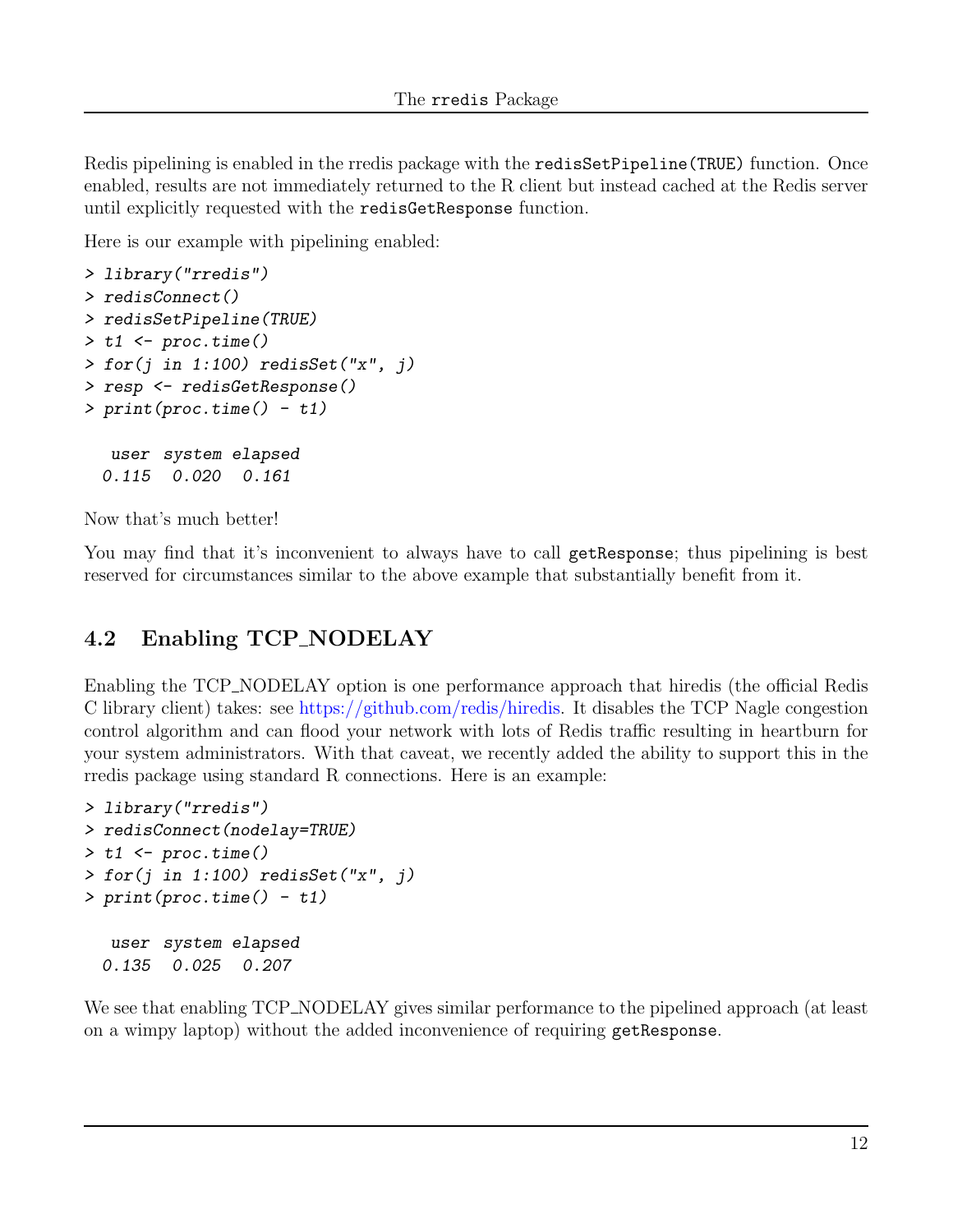Redis pipelining is enabled in the rredis package with the `redisSetPipeline(TRUE)` function. Once enabled, results are not immediately returned to the R client but instead cached at the Redis server until explicitly requested with the `redisGetResponse` function.

Here is our example with pipelining enabled:

```
> library("rredis")
> redisConnect()
> redisSetPipeline(TRUE)
> t1 <- proc.time()
> for(j in 1:100) redisSet("x", j)
> resp <- redisGetResponse()
> print(proc.time() - t1)

   user  system elapsed
  0.115   0.020   0.161
```

Now that's much better!

You may find that it's inconvenient to always have to call `getResponse`; thus pipelining is best reserved for circumstances similar to the above example that substantially benefit from it.

## 4.2 Enabling TCP_NODELAY

Enabling the TCP_NODELAY option is one performance approach that hiredis (the official Redis C library client) takes: see https://github.com/redis/hiredis. It disables the TCP Nagle congestion control algorithm and can flood your network with lots of Redis traffic resulting in heartburn for your system administrators. With that caveat, we recently added the ability to support this in the rredis package using standard R connections. Here is an example:

```
> library("rredis")
> redisConnect(nodelay=TRUE)
> t1 <- proc.time()
> for(j in 1:100) redisSet("x", j)
> print(proc.time() - t1)

   user  system elapsed
  0.135   0.025   0.207
```

We see that enabling TCP_NODELAY gives similar performance to the pipelined approach (at least on a wimpy laptop) without the added inconvenience of requiring `getResponse`.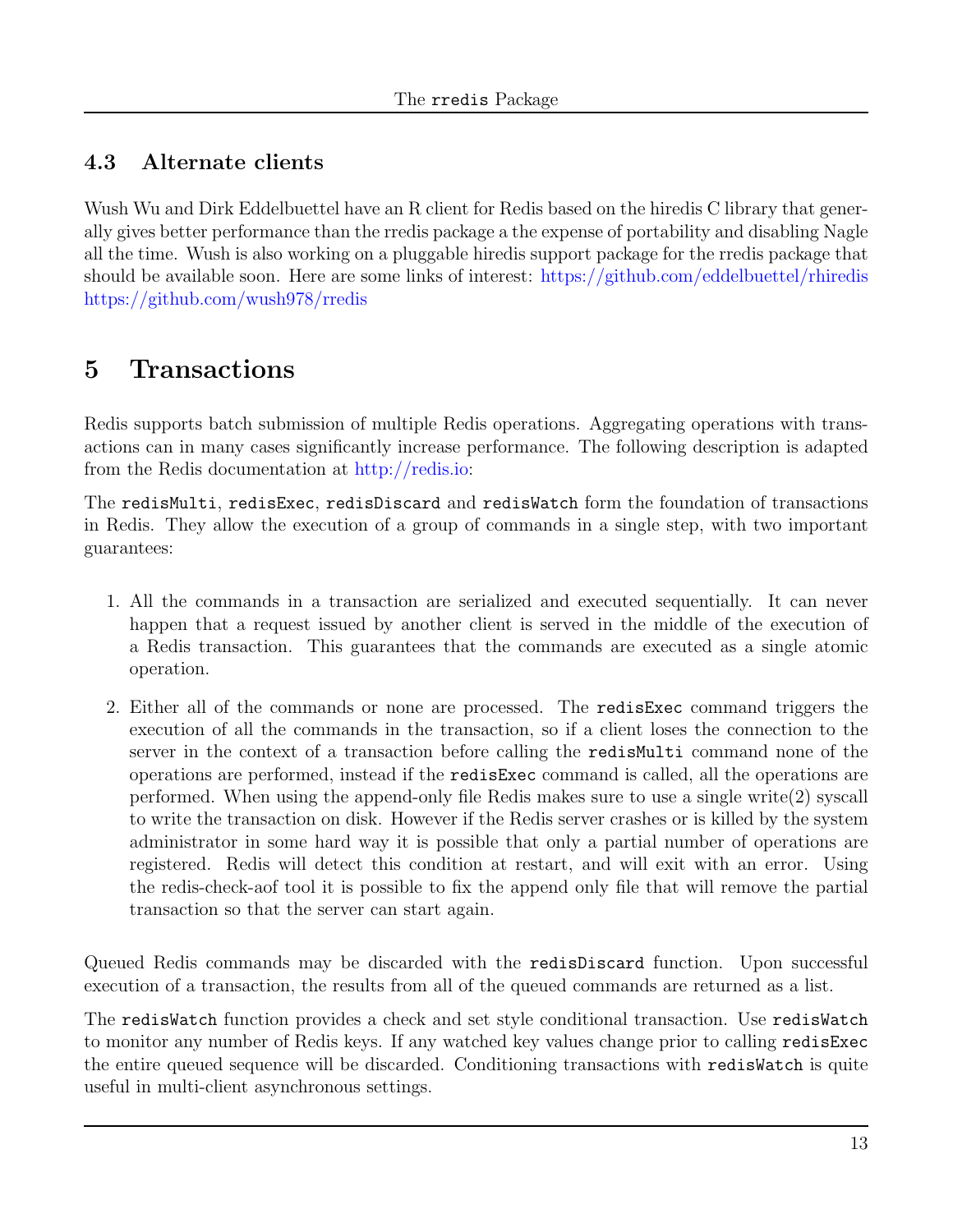### 4.3 Alternate clients

Wush Wu and Dirk Eddelbuettel have an R client for Redis based on the hiredis C library that generally gives better performance than the rredis package a the expense of portability and disabling Nagle all the time. Wush is also working on a pluggable hiredis support package for the rredis package that should be available soon. Here are some links of interest: https://github.com/eddelbuettel/rhiredis https://github.com/wush978/rredis

## 5 Transactions

Redis supports batch submission of multiple Redis operations. Aggregating operations with transactions can in many cases significantly increase performance. The following description is adapted from the Redis documentation at http://redis.io:

The `redisMulti`, `redisExec`, `redisDiscard` and `redisWatch` form the foundation of transactions in Redis. They allow the execution of a group of commands in a single step, with two important guarantees:

1. All the commands in a transaction are serialized and executed sequentially. It can never happen that a request issued by another client is served in the middle of the execution of a Redis transaction. This guarantees that the commands are executed as a single atomic operation.
2. Either all of the commands or none are processed. The `redisExec` command triggers the execution of all the commands in the transaction, so if a client loses the connection to the server in the context of a transaction before calling the `redisMulti` command none of the operations are performed, instead if the `redisExec` command is called, all the operations are performed. When using the append-only file Redis makes sure to use a single write(2) syscall to write the transaction on disk. However if the Redis server crashes or is killed by the system administrator in some hard way it is possible that only a partial number of operations are registered. Redis will detect this condition at restart, and will exit with an error. Using the redis-check-aof tool it is possible to fix the append only file that will remove the partial transaction so that the server can start again.

Queued Redis commands may be discarded with the `redisDiscard` function. Upon successful execution of a transaction, the results from all of the queued commands are returned as a list.

The `redisWatch` function provides a check and set style conditional transaction. Use `redisWatch` to monitor any number of Redis keys. If any watched key values change prior to calling `redisExec` the entire queued sequence will be discarded. Conditioning transactions with `redisWatch` is quite useful in multi-client asynchronous settings.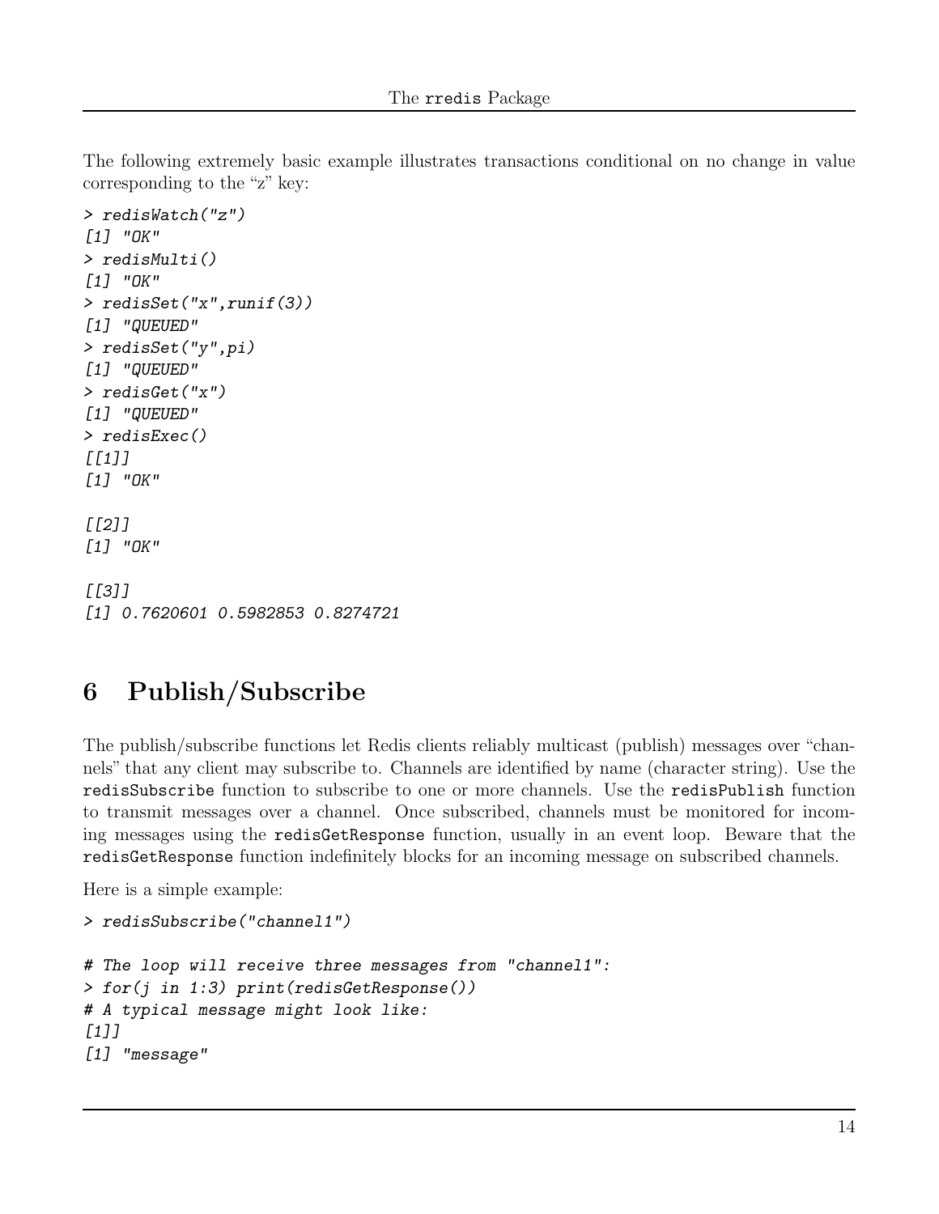The following extremely basic example illustrates transactions conditional on no change in value corresponding to the "z" key:

```
> redisWatch("z")
[1] "OK"
> redisMulti()
[1] "OK"
> redisSet("x",runif(3))
[1] "QUEUED"
> redisSet("y",pi)
[1] "QUEUED"
> redisGet("x")
[1] "QUEUED"
> redisExec()
[[1]]
[1] "OK"

[[2]]
[1] "OK"

[[3]]
[1] 0.7620601 0.5982853 0.8274721
```

## 6 Publish/Subscribe

The publish/subscribe functions let Redis clients reliably multicast (publish) messages over "channels" that any client may subscribe to. Channels are identified by name (character string). Use the `redisSubscribe` function to subscribe to one or more channels. Use the `redisPublish` function to transmit messages over a channel. Once subscribed, channels must be monitored for incoming messages using the `redisGetResponse` function, usually in an event loop. Beware that the `redisGetResponse` function indefinitely blocks for an incoming message on subscribed channels.

Here is a simple example:

```
> redisSubscribe("channel1")

# The loop will receive three messages from "channel1":
> for(j in 1:3) print(redisGetResponse())
# A typical message might look like:
[1]]
[1] "message"
```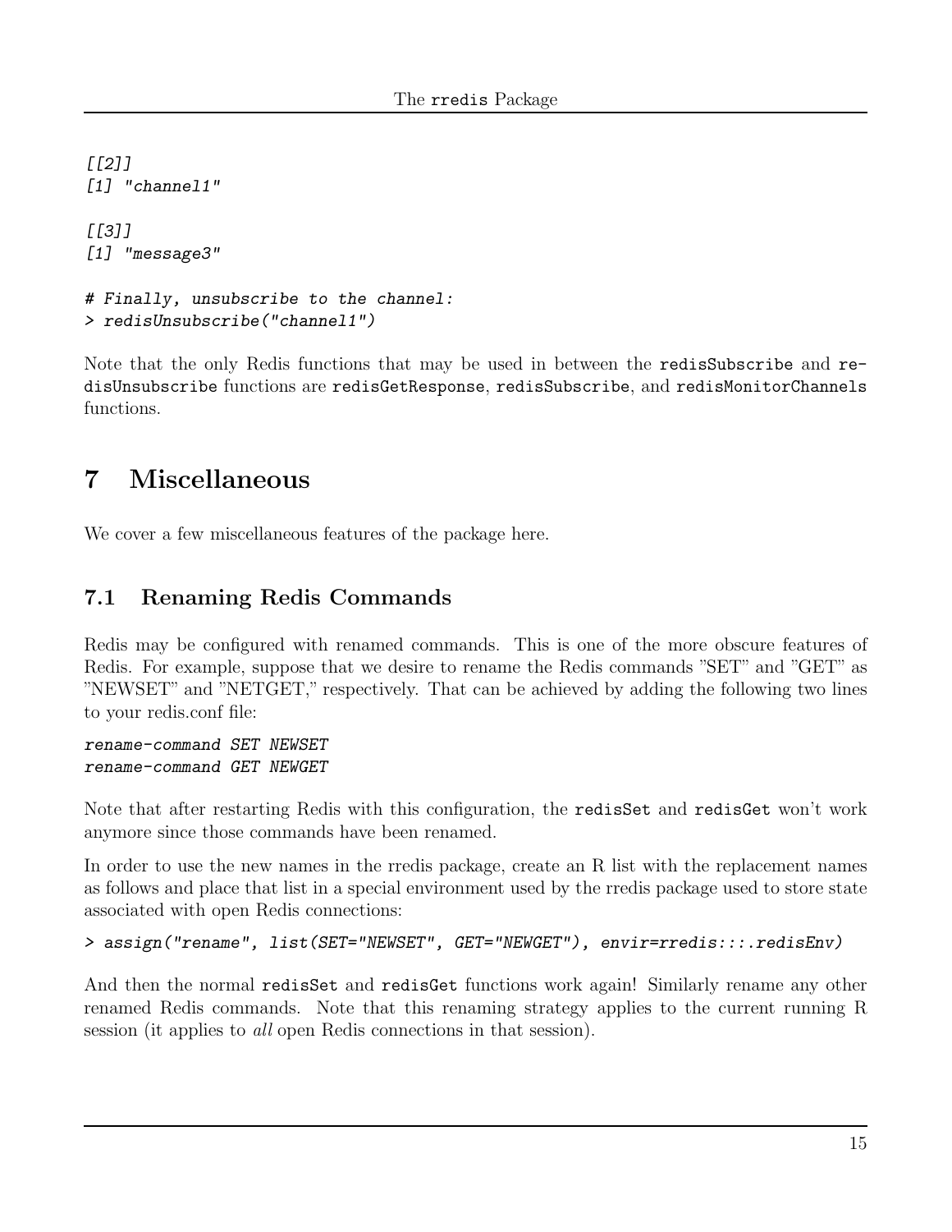```
[[2]]
[1] "channel1"

[[3]]
[1] "message3"

# Finally, unsubscribe to the channel:
> redisUnsubscribe("channel1")
```

Note that the only Redis functions that may be used in between the `redisSubscribe` and `redisUnsubscribe` functions are `redisGetResponse`, `redisSubscribe`, and `redisMonitorChannels` functions.

# 7 Miscellaneous

We cover a few miscellaneous features of the package here.

## 7.1 Renaming Redis Commands

Redis may be configured with renamed commands. This is one of the more obscure features of Redis. For example, suppose that we desire to rename the Redis commands "SET" and "GET" as "NEWSET" and "NETGET," respectively. That can be achieved by adding the following two lines to your redis.conf file:

```
rename-command SET NEWSET
rename-command GET NEWGET
```

Note that after restarting Redis with this configuration, the `redisSet` and `redisGet` won't work anymore since those commands have been renamed.

In order to use the new names in the rredis package, create an R list with the replacement names as follows and place that list in a special environment used by the rredis package used to store state associated with open Redis connections:

```
> assign("rename", list(SET="NEWSET", GET="NEWGET"), envir=rredis:::.redisEnv)
```

And then the normal `redisSet` and `redisGet` functions work again! Similarly rename any other renamed Redis commands. Note that this renaming strategy applies to the current running R session (it applies to *all* open Redis connections in that session).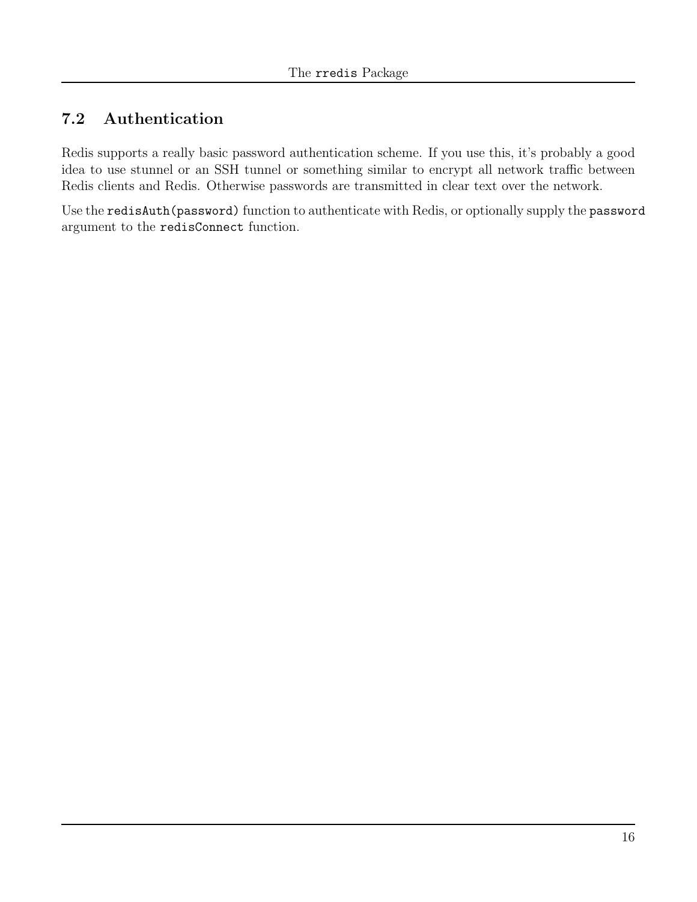### 7.2 Authentication

Redis supports a really basic password authentication scheme. If you use this, it's probably a good idea to use stunnel or an SSH tunnel or something similar to encrypt all network traffic between Redis clients and Redis. Otherwise passwords are transmitted in clear text over the network.

Use the `redisAuth(password)` function to authenticate with Redis, or optionally supply the `password` argument to the `redisConnect` function.